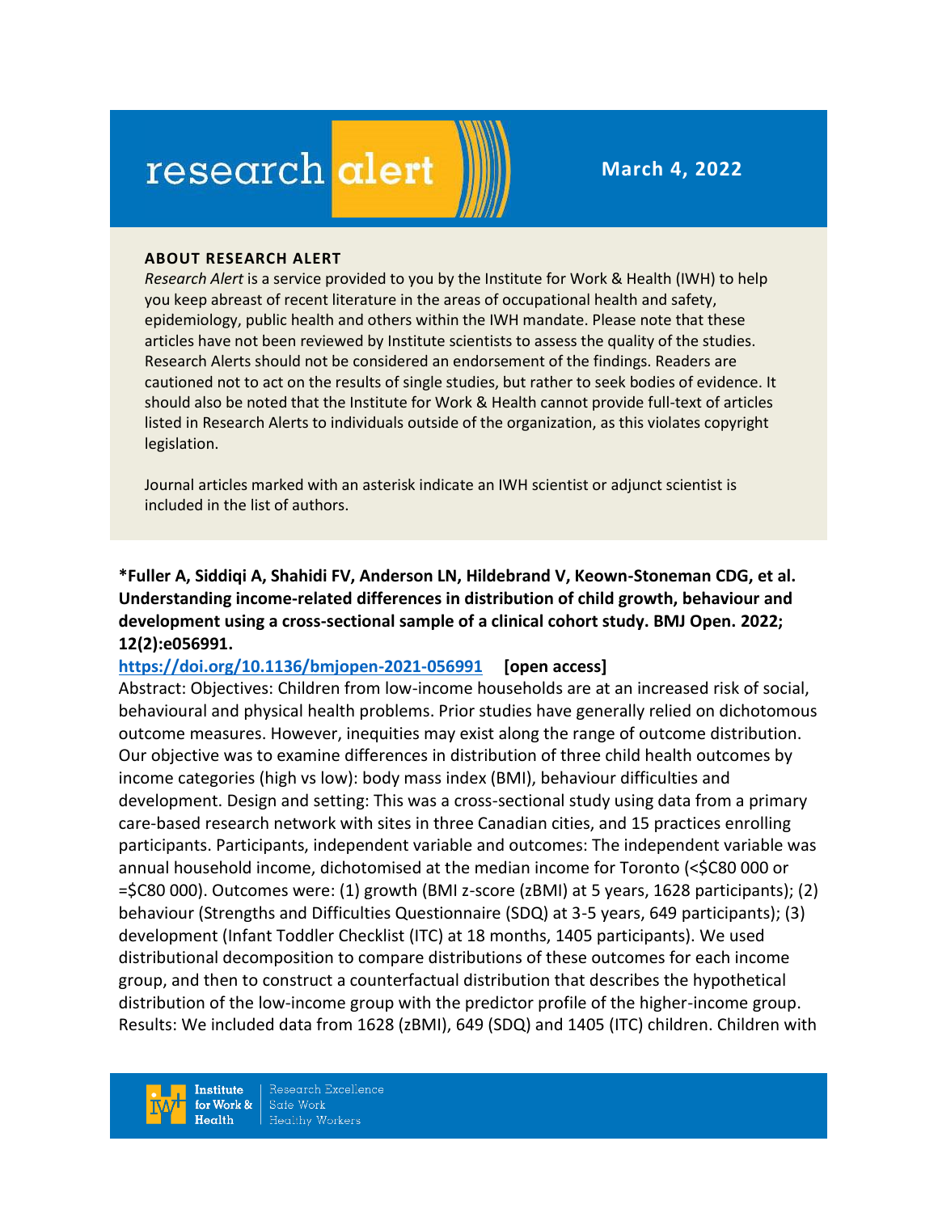# research alert

March 4, 2022

**ABOUT RESEARCH ALERT**

*Research Alert* is a service provided to you by the Institute for Work & Health (IWH) to help you keep abreast of recent literature in the areas of occupational health and safety, epidemiology, public health and others within the IWH mandate. Please note that these articles have not been reviewed by Institute scientists to assess the quality of the studies. Research Alerts should not be considered an endorsement of the findings. Readers are cautioned not to act on the results of single studies, but rather to seek bodies of evidence. It should also be noted that the Institute for Work & Health cannot provide full-text of articles listed in Research Alerts to individuals outside of the organization, as this violates copyright legislation.

Journal articles marked with an asterisk indicate an IWH scientist or adjunct scientist is included in the list of authors.

**\*Fuller A, Siddiqi A, Shahidi FV, Anderson LN, Hildebrand V, Keown-Stoneman CDG, et al. Understanding income-related differences in distribution of child growth, behaviour and development using a cross-sectional sample of a clinical cohort study. BMJ Open. 2022; 12(2):e056991.**

https://doi.org/10.1136/bmjopen-2021-056991 **[open access]**

Abstract: Objectives: Children from low-income households are at an increased risk of social, behavioural and physical health problems. Prior studies have generally relied on dichotomous outcome measures. However, inequities may exist along the range of outcome distribution. Our objective was to examine differences in distribution of three child health outcomes by income categories (high vs low): body mass index (BMI), behaviour difficulties and development. Design and setting: This was a cross-sectional study using data from a primary care-based research network with sites in three Canadian cities, and 15 practices enrolling participants. Participants, independent variable and outcomes: The independent variable was annual household income, dichotomised at the median income for Toronto (<$C80 000 or =$C80 000). Outcomes were: (1) growth (BMI z-score (zBMI) at 5 years, 1628 participants); (2) behaviour (Strengths and Difficulties Questionnaire (SDQ) at 3-5 years, 649 participants); (3) development (Infant Toddler Checklist (ITC) at 18 months, 1405 participants). We used distributional decomposition to compare distributions of these outcomes for each income group, and then to construct a counterfactual distribution that describes the hypothetical distribution of the low-income group with the predictor profile of the higher-income group. Results: We included data from 1628 (zBMI), 649 (SDQ) and 1405 (ITC) children. Children with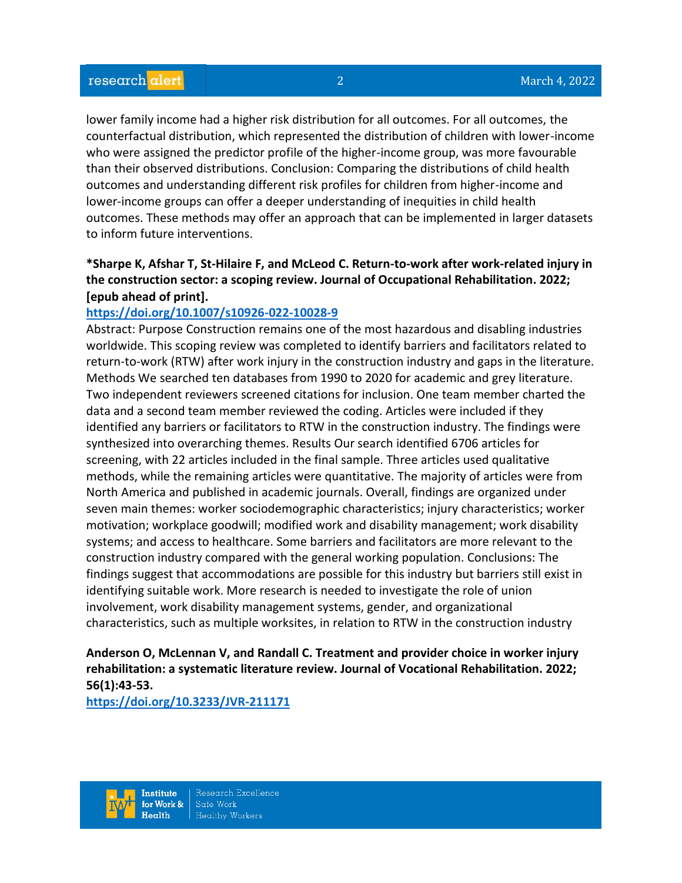lower family income had a higher risk distribution for all outcomes. For all outcomes, the counterfactual distribution, which represented the distribution of children with lower-income who were assigned the predictor profile of the higher-income group, was more favourable than their observed distributions. Conclusion: Comparing the distributions of child health outcomes and understanding different risk profiles for children from higher-income and lower-income groups can offer a deeper understanding of inequities in child health outcomes. These methods may offer an approach that can be implemented in larger datasets to inform future interventions.

**\*Sharpe K, Afshar T, St-Hilaire F, and McLeod C. Return-to-work after work-related injury in the construction sector: a scoping review. Journal of Occupational Rehabilitation. 2022; [epub ahead of print].**

https://doi.org/10.1007/s10926-022-10028-9

Abstract: Purpose Construction remains one of the most hazardous and disabling industries worldwide. This scoping review was completed to identify barriers and facilitators related to return-to-work (RTW) after work injury in the construction industry and gaps in the literature. Methods We searched ten databases from 1990 to 2020 for academic and grey literature. Two independent reviewers screened citations for inclusion. One team member charted the data and a second team member reviewed the coding. Articles were included if they identified any barriers or facilitators to RTW in the construction industry. The findings were synthesized into overarching themes. Results Our search identified 6706 articles for screening, with 22 articles included in the final sample. Three articles used qualitative methods, while the remaining articles were quantitative. The majority of articles were from North America and published in academic journals. Overall, findings are organized under seven main themes: worker sociodemographic characteristics; injury characteristics; worker motivation; workplace goodwill; modified work and disability management; work disability systems; and access to healthcare. Some barriers and facilitators are more relevant to the construction industry compared with the general working population. Conclusions: The findings suggest that accommodations are possible for this industry but barriers still exist in identifying suitable work. More research is needed to investigate the role of union involvement, work disability management systems, gender, and organizational characteristics, such as multiple worksites, in relation to RTW in the construction industry

**Anderson O, McLennan V, and Randall C. Treatment and provider choice in worker injury rehabilitation: a systematic literature review. Journal of Vocational Rehabilitation. 2022; 56(1):43-53.**

https://doi.org/10.3233/JVR-211171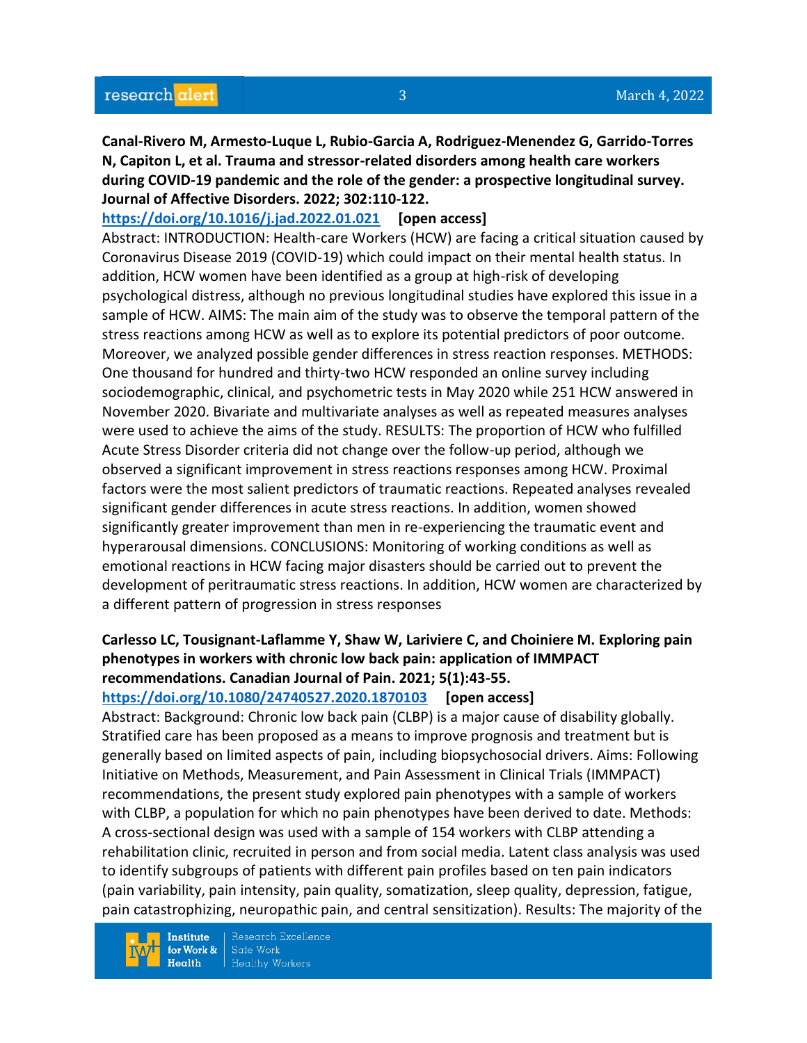**Canal-Rivero M, Armesto-Luque L, Rubio-Garcia A, Rodriguez-Menendez G, Garrido-Torres N, Capiton L, et al. Trauma and stressor-related disorders among health care workers during COVID-19 pandemic and the role of the gender: a prospective longitudinal survey. Journal of Affective Disorders. 2022; 302:110-122.**

https://doi.org/10.1016/j.jad.2022.01.021 **[open access]**

Abstract: INTRODUCTION: Health-care Workers (HCW) are facing a critical situation caused by Coronavirus Disease 2019 (COVID-19) which could impact on their mental health status. In addition, HCW women have been identified as a group at high-risk of developing psychological distress, although no previous longitudinal studies have explored this issue in a sample of HCW. AIMS: The main aim of the study was to observe the temporal pattern of the stress reactions among HCW as well as to explore its potential predictors of poor outcome. Moreover, we analyzed possible gender differences in stress reaction responses. METHODS: One thousand for hundred and thirty-two HCW responded an online survey including sociodemographic, clinical, and psychometric tests in May 2020 while 251 HCW answered in November 2020. Bivariate and multivariate analyses as well as repeated measures analyses were used to achieve the aims of the study. RESULTS: The proportion of HCW who fulfilled Acute Stress Disorder criteria did not change over the follow-up period, although we observed a significant improvement in stress reactions responses among HCW. Proximal factors were the most salient predictors of traumatic reactions. Repeated analyses revealed significant gender differences in acute stress reactions. In addition, women showed significantly greater improvement than men in re-experiencing the traumatic event and hyperarousal dimensions. CONCLUSIONS: Monitoring of working conditions as well as emotional reactions in HCW facing major disasters should be carried out to prevent the development of peritraumatic stress reactions. In addition, HCW women are characterized by a different pattern of progression in stress responses

**Carlesso LC, Tousignant-Laflamme Y, Shaw W, Lariviere C, and Choiniere M. Exploring pain phenotypes in workers with chronic low back pain: application of IMMPACT recommendations. Canadian Journal of Pain. 2021; 5(1):43-55.**

https://doi.org/10.1080/24740527.2020.1870103 **[open access]**

Abstract: Background: Chronic low back pain (CLBP) is a major cause of disability globally. Stratified care has been proposed as a means to improve prognosis and treatment but is generally based on limited aspects of pain, including biopsychosocial drivers. Aims: Following Initiative on Methods, Measurement, and Pain Assessment in Clinical Trials (IMMPACT) recommendations, the present study explored pain phenotypes with a sample of workers with CLBP, a population for which no pain phenotypes have been derived to date. Methods: A cross-sectional design was used with a sample of 154 workers with CLBP attending a rehabilitation clinic, recruited in person and from social media. Latent class analysis was used to identify subgroups of patients with different pain profiles based on ten pain indicators (pain variability, pain intensity, pain quality, somatization, sleep quality, depression, fatigue, pain catastrophizing, neuropathic pain, and central sensitization). Results: The majority of the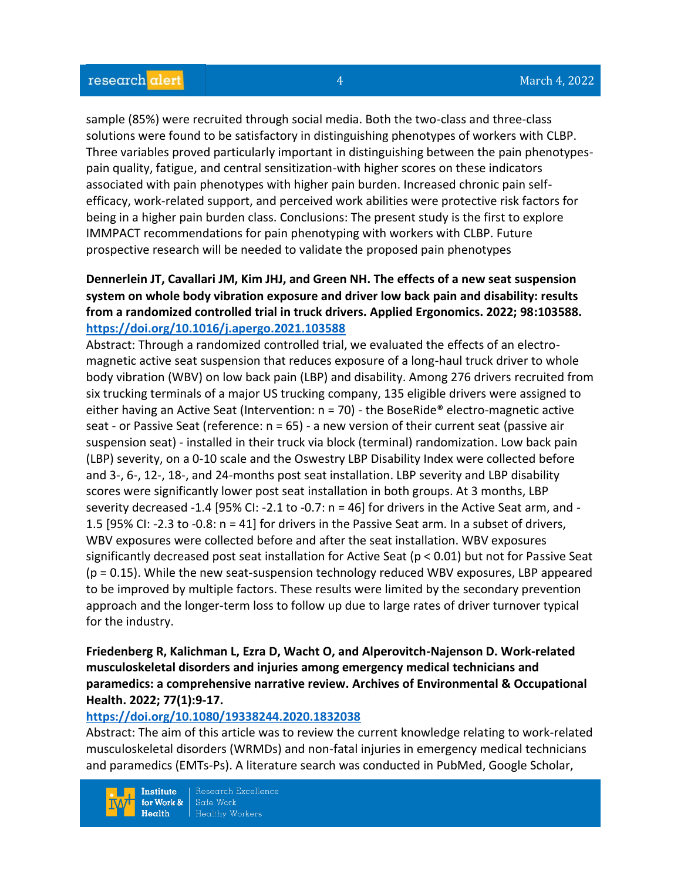sample (85%) were recruited through social media. Both the two-class and three-class solutions were found to be satisfactory in distinguishing phenotypes of workers with CLBP. Three variables proved particularly important in distinguishing between the pain phenotypes-pain quality, fatigue, and central sensitization-with higher scores on these indicators associated with pain phenotypes with higher pain burden. Increased chronic pain self-efficacy, work-related support, and perceived work abilities were protective risk factors for being in a higher pain burden class. Conclusions: The present study is the first to explore IMMPACT recommendations for pain phenotyping with workers with CLBP. Future prospective research will be needed to validate the proposed pain phenotypes

**Dennerlein JT, Cavallari JM, Kim JHJ, and Green NH. The effects of a new seat suspension system on whole body vibration exposure and driver low back pain and disability: results from a randomized controlled trial in truck drivers. Applied Ergonomics. 2022; 98:103588.**
**https://doi.org/10.1016/j.apergo.2021.103588**
Abstract: Through a randomized controlled trial, we evaluated the effects of an electro-magnetic active seat suspension that reduces exposure of a long-haul truck driver to whole body vibration (WBV) on low back pain (LBP) and disability. Among 276 drivers recruited from six trucking terminals of a major US trucking company, 135 eligible drivers were assigned to either having an Active Seat (Intervention: n = 70) - the BoseRide® electro-magnetic active seat - or Passive Seat (reference: n = 65) - a new version of their current seat (passive air suspension seat) - installed in their truck via block (terminal) randomization. Low back pain (LBP) severity, on a 0-10 scale and the Oswestry LBP Disability Index were collected before and 3-, 6-, 12-, 18-, and 24-months post seat installation. LBP severity and LBP disability scores were significantly lower post seat installation in both groups. At 3 months, LBP severity decreased -1.4 [95% CI: -2.1 to -0.7: n = 46] for drivers in the Active Seat arm, and -1.5 [95% CI: -2.3 to -0.8: n = 41] for drivers in the Passive Seat arm. In a subset of drivers, WBV exposures were collected before and after the seat installation. WBV exposures significantly decreased post seat installation for Active Seat ($p < 0.01$) but not for Passive Seat ($p = 0.15$). While the new seat-suspension technology reduced WBV exposures, LBP appeared to be improved by multiple factors. These results were limited by the secondary prevention approach and the longer-term loss to follow up due to large rates of driver turnover typical for the industry.

**Friedenberg R, Kalichman L, Ezra D, Wacht O, and Alperovitch-Najenson D. Work-related musculoskeletal disorders and injuries among emergency medical technicians and paramedics: a comprehensive narrative review. Archives of Environmental & Occupational Health. 2022; 77(1):9-17.**
**https://doi.org/10.1080/19338244.2020.1832038**
Abstract: The aim of this article was to review the current knowledge relating to work-related musculoskeletal disorders (WRMDs) and non-fatal injuries in emergency medical technicians and paramedics (EMTs-Ps). A literature search was conducted in PubMed, Google Scholar,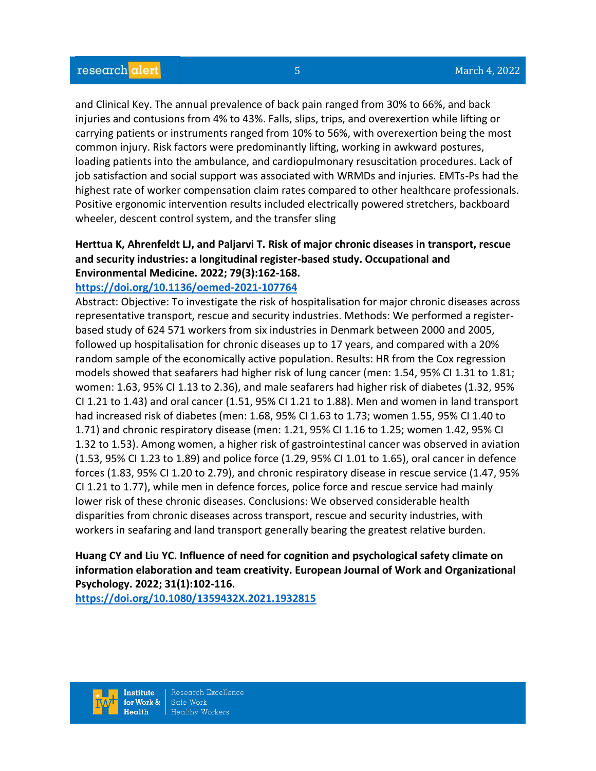and Clinical Key. The annual prevalence of back pain ranged from 30% to 66%, and back injuries and contusions from 4% to 43%. Falls, slips, trips, and overexertion while lifting or carrying patients or instruments ranged from 10% to 56%, with overexertion being the most common injury. Risk factors were predominantly lifting, working in awkward postures, loading patients into the ambulance, and cardiopulmonary resuscitation procedures. Lack of job satisfaction and social support was associated with WRMDs and injuries. EMTs-Ps had the highest rate of worker compensation claim rates compared to other healthcare professionals. Positive ergonomic intervention results included electrically powered stretchers, backboard wheeler, descent control system, and the transfer sling

**Herttua K, Ahrenfeldt LJ, and Paljarvi T. Risk of major chronic diseases in transport, rescue and security industries: a longitudinal register-based study. Occupational and Environmental Medicine. 2022; 79(3):162-168.**

**https://doi.org/10.1136/oemed-2021-107764**

Abstract: Objective: To investigate the risk of hospitalisation for major chronic diseases across representative transport, rescue and security industries. Methods: We performed a register-based study of 624 571 workers from six industries in Denmark between 2000 and 2005, followed up hospitalisation for chronic diseases up to 17 years, and compared with a 20% random sample of the economically active population. Results: HR from the Cox regression models showed that seafarers had higher risk of lung cancer (men: 1.54, 95% CI 1.31 to 1.81; women: 1.63, 95% CI 1.13 to 2.36), and male seafarers had higher risk of diabetes (1.32, 95% CI 1.21 to 1.43) and oral cancer (1.51, 95% CI 1.21 to 1.88). Men and women in land transport had increased risk of diabetes (men: 1.68, 95% CI 1.63 to 1.73; women 1.55, 95% CI 1.40 to 1.71) and chronic respiratory disease (men: 1.21, 95% CI 1.16 to 1.25; women 1.42, 95% CI 1.32 to 1.53). Among women, a higher risk of gastrointestinal cancer was observed in aviation (1.53, 95% CI 1.23 to 1.89) and police force (1.29, 95% CI 1.01 to 1.65), oral cancer in defence forces (1.83, 95% CI 1.20 to 2.79), and chronic respiratory disease in rescue service (1.47, 95% CI 1.21 to 1.77), while men in defence forces, police force and rescue service had mainly lower risk of these chronic diseases. Conclusions: We observed considerable health disparities from chronic diseases across transport, rescue and security industries, with workers in seafaring and land transport generally bearing the greatest relative burden.

**Huang CY and Liu YC. Influence of need for cognition and psychological safety climate on information elaboration and team creativity. European Journal of Work and Organizational Psychology. 2022; 31(1):102-116.**

**https://doi.org/10.1080/1359432X.2021.1932815**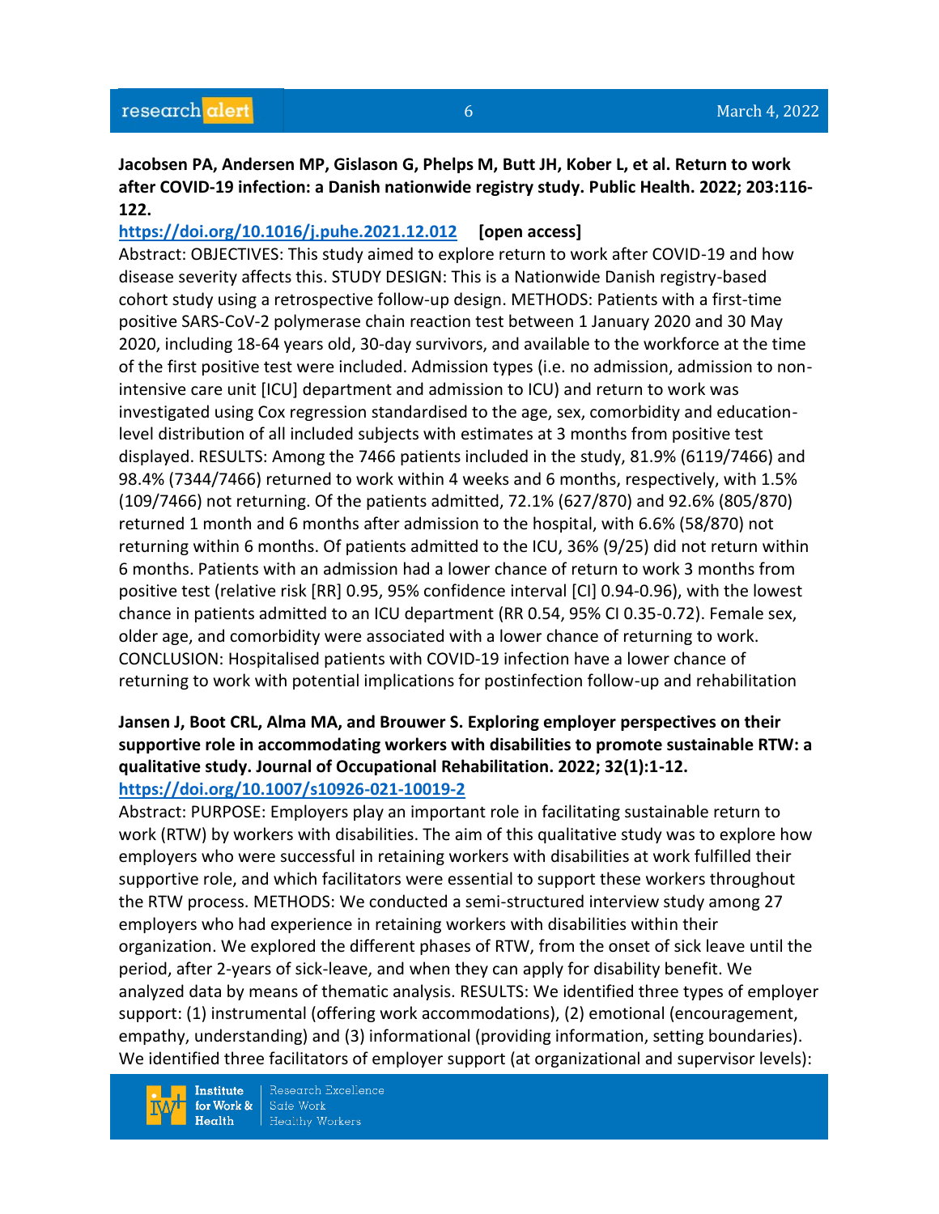**Jacobsen PA, Andersen MP, Gislason G, Phelps M, Butt JH, Kober L, et al. Return to work after COVID-19 infection: a Danish nationwide registry study. Public Health. 2022; 203:116-122.**

https://doi.org/10.1016/j.puhe.2021.12.012 **[open access]**

Abstract: OBJECTIVES: This study aimed to explore return to work after COVID-19 and how disease severity affects this. STUDY DESIGN: This is a Nationwide Danish registry-based cohort study using a retrospective follow-up design. METHODS: Patients with a first-time positive SARS-CoV-2 polymerase chain reaction test between 1 January 2020 and 30 May 2020, including 18-64 years old, 30-day survivors, and available to the workforce at the time of the first positive test were included. Admission types (i.e. no admission, admission to non-intensive care unit [ICU] department and admission to ICU) and return to work was investigated using Cox regression standardised to the age, sex, comorbidity and education-level distribution of all included subjects with estimates at 3 months from positive test displayed. RESULTS: Among the 7466 patients included in the study, 81.9% (6119/7466) and 98.4% (7344/7466) returned to work within 4 weeks and 6 months, respectively, with 1.5% (109/7466) not returning. Of the patients admitted, 72.1% (627/870) and 92.6% (805/870) returned 1 month and 6 months after admission to the hospital, with 6.6% (58/870) not returning within 6 months. Of patients admitted to the ICU, 36% (9/25) did not return within 6 months. Patients with an admission had a lower chance of return to work 3 months from positive test (relative risk [RR] 0.95, 95% confidence interval [CI] 0.94-0.96), with the lowest chance in patients admitted to an ICU department (RR 0.54, 95% CI 0.35-0.72). Female sex, older age, and comorbidity were associated with a lower chance of returning to work. CONCLUSION: Hospitalised patients with COVID-19 infection have a lower chance of returning to work with potential implications for postinfection follow-up and rehabilitation

**Jansen J, Boot CRL, Alma MA, and Brouwer S. Exploring employer perspectives on their supportive role in accommodating workers with disabilities to promote sustainable RTW: a qualitative study. Journal of Occupational Rehabilitation. 2022; 32(1):1-12.**

https://doi.org/10.1007/s10926-021-10019-2

Abstract: PURPOSE: Employers play an important role in facilitating sustainable return to work (RTW) by workers with disabilities. The aim of this qualitative study was to explore how employers who were successful in retaining workers with disabilities at work fulfilled their supportive role, and which facilitators were essential to support these workers throughout the RTW process. METHODS: We conducted a semi-structured interview study among 27 employers who had experience in retaining workers with disabilities within their organization. We explored the different phases of RTW, from the onset of sick leave until the period, after 2-years of sick-leave, and when they can apply for disability benefit. We analyzed data by means of thematic analysis. RESULTS: We identified three types of employer support: (1) instrumental (offering work accommodations), (2) emotional (encouragement, empathy, understanding) and (3) informational (providing information, setting boundaries). We identified three facilitators of employer support (at organizational and supervisor levels):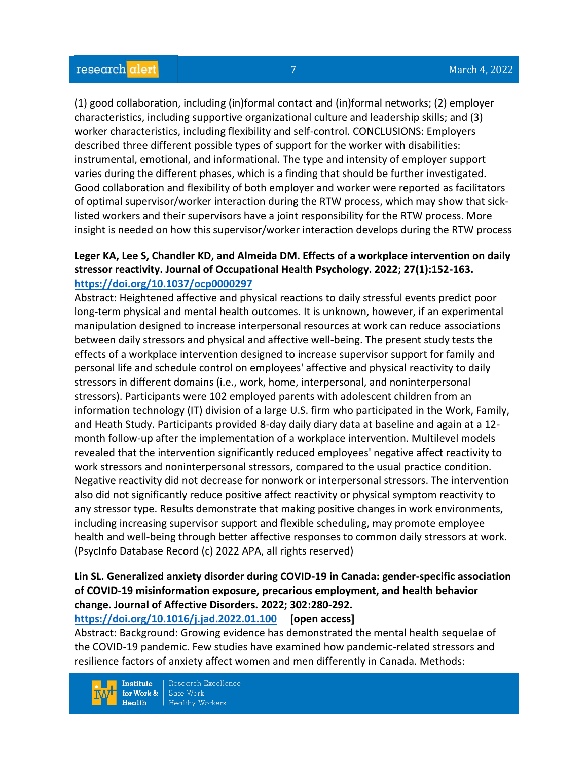(1) good collaboration, including (in)formal contact and (in)formal networks; (2) employer characteristics, including supportive organizational culture and leadership skills; and (3) worker characteristics, including flexibility and self-control. CONCLUSIONS: Employers described three different possible types of support for the worker with disabilities: instrumental, emotional, and informational. The type and intensity of employer support varies during the different phases, which is a finding that should be further investigated. Good collaboration and flexibility of both employer and worker were reported as facilitators of optimal supervisor/worker interaction during the RTW process, which may show that sick-listed workers and their supervisors have a joint responsibility for the RTW process. More insight is needed on how this supervisor/worker interaction develops during the RTW process

**Leger KA, Lee S, Chandler KD, and Almeida DM. Effects of a workplace intervention on daily stressor reactivity. Journal of Occupational Health Psychology. 2022; 27(1):152-163.**
**https://doi.org/10.1037/ocp0000297**

Abstract: Heightened affective and physical reactions to daily stressful events predict poor long-term physical and mental health outcomes. It is unknown, however, if an experimental manipulation designed to increase interpersonal resources at work can reduce associations between daily stressors and physical and affective well-being. The present study tests the effects of a workplace intervention designed to increase supervisor support for family and personal life and schedule control on employees' affective and physical reactivity to daily stressors in different domains (i.e., work, home, interpersonal, and noninterpersonal stressors). Participants were 102 employed parents with adolescent children from an information technology (IT) division of a large U.S. firm who participated in the Work, Family, and Heath Study. Participants provided 8-day daily diary data at baseline and again at a 12-month follow-up after the implementation of a workplace intervention. Multilevel models revealed that the intervention significantly reduced employees' negative affect reactivity to work stressors and noninterpersonal stressors, compared to the usual practice condition. Negative reactivity did not decrease for nonwork or interpersonal stressors. The intervention also did not significantly reduce positive affect reactivity or physical symptom reactivity to any stressor type. Results demonstrate that making positive changes in work environments, including increasing supervisor support and flexible scheduling, may promote employee health and well-being through better affective responses to common daily stressors at work. (PsycInfo Database Record (c) 2022 APA, all rights reserved)

**Lin SL. Generalized anxiety disorder during COVID-19 in Canada: gender-specific association of COVID-19 misinformation exposure, precarious employment, and health behavior change. Journal of Affective Disorders. 2022; 302:280-292.**
**https://doi.org/10.1016/j.jad.2022.01.100** **[open access]**

Abstract: Background: Growing evidence has demonstrated the mental health sequelae of the COVID-19 pandemic. Few studies have examined how pandemic-related stressors and resilience factors of anxiety affect women and men differently in Canada. Methods: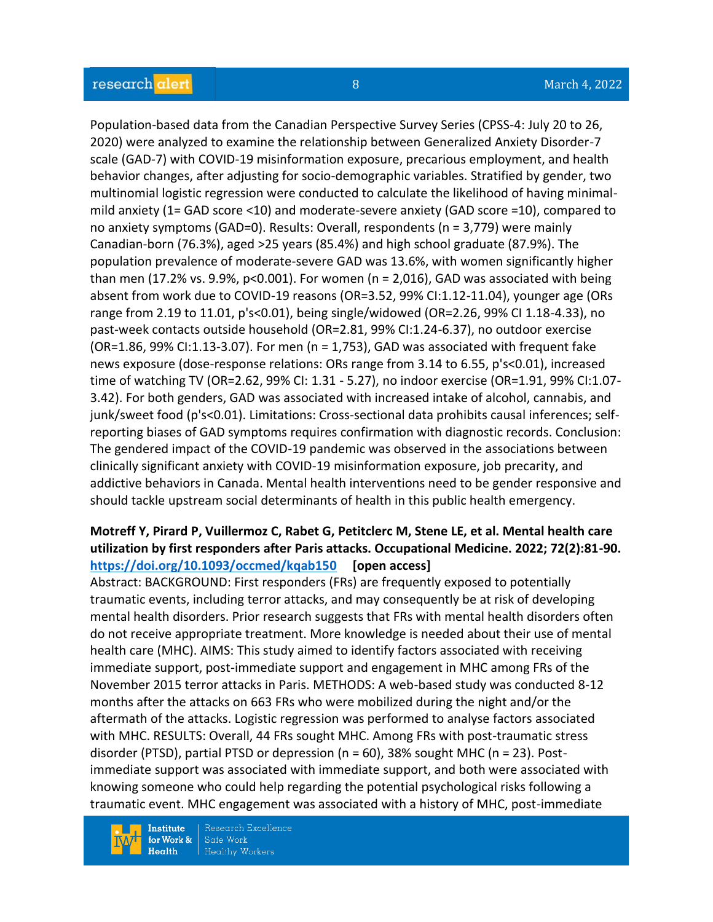Population-based data from the Canadian Perspective Survey Series (CPSS-4: July 20 to 26, 2020) were analyzed to examine the relationship between Generalized Anxiety Disorder-7 scale (GAD-7) with COVID-19 misinformation exposure, precarious employment, and health behavior changes, after adjusting for socio-demographic variables. Stratified by gender, two multinomial logistic regression were conducted to calculate the likelihood of having minimal-mild anxiety (1= GAD score <10) and moderate-severe anxiety (GAD score =10), compared to no anxiety symptoms (GAD=0). Results: Overall, respondents (n = 3,779) were mainly Canadian-born (76.3%), aged >25 years (85.4%) and high school graduate (87.9%). The population prevalence of moderate-severe GAD was 13.6%, with women significantly higher than men (17.2% vs. 9.9%, p<0.001). For women (n = 2,016), GAD was associated with being absent from work due to COVID-19 reasons (OR=3.52, 99% CI:1.12-11.04), younger age (ORs range from 2.19 to 11.01, p's<0.01), being single/widowed (OR=2.26, 99% CI 1.18-4.33), no past-week contacts outside household (OR=2.81, 99% CI:1.24-6.37), no outdoor exercise (OR=1.86, 99% CI:1.13-3.07). For men (n = 1,753), GAD was associated with frequent fake news exposure (dose-response relations: ORs range from 3.14 to 6.55, p's<0.01), increased time of watching TV (OR=2.62, 99% CI: 1.31 - 5.27), no indoor exercise (OR=1.91, 99% CI:1.07-3.42). For both genders, GAD was associated with increased intake of alcohol, cannabis, and junk/sweet food (p's<0.01). Limitations: Cross-sectional data prohibits causal inferences; self-reporting biases of GAD symptoms requires confirmation with diagnostic records. Conclusion: The gendered impact of the COVID-19 pandemic was observed in the associations between clinically significant anxiety with COVID-19 misinformation exposure, job precarity, and addictive behaviors in Canada. Mental health interventions need to be gender responsive and should tackle upstream social determinants of health in this public health emergency.

**Motreff Y, Pirard P, Vuillermoz C, Rabet G, Petitclerc M, Stene LE, et al. Mental health care utilization by first responders after Paris attacks. Occupational Medicine. 2022; 72(2):81-90.**
**https://doi.org/10.1093/occmed/kqab150** **[open access]**
Abstract: BACKGROUND: First responders (FRs) are frequently exposed to potentially traumatic events, including terror attacks, and may consequently be at risk of developing mental health disorders. Prior research suggests that FRs with mental health disorders often do not receive appropriate treatment. More knowledge is needed about their use of mental health care (MHC). AIMS: This study aimed to identify factors associated with receiving immediate support, post-immediate support and engagement in MHC among FRs of the November 2015 terror attacks in Paris. METHODS: A web-based study was conducted 8-12 months after the attacks on 663 FRs who were mobilized during the night and/or the aftermath of the attacks. Logistic regression was performed to analyse factors associated with MHC. RESULTS: Overall, 44 FRs sought MHC. Among FRs with post-traumatic stress disorder (PTSD), partial PTSD or depression (n = 60), 38% sought MHC (n = 23). Post-immediate support was associated with immediate support, and both were associated with knowing someone who could help regarding the potential psychological risks following a traumatic event. MHC engagement was associated with a history of MHC, post-immediate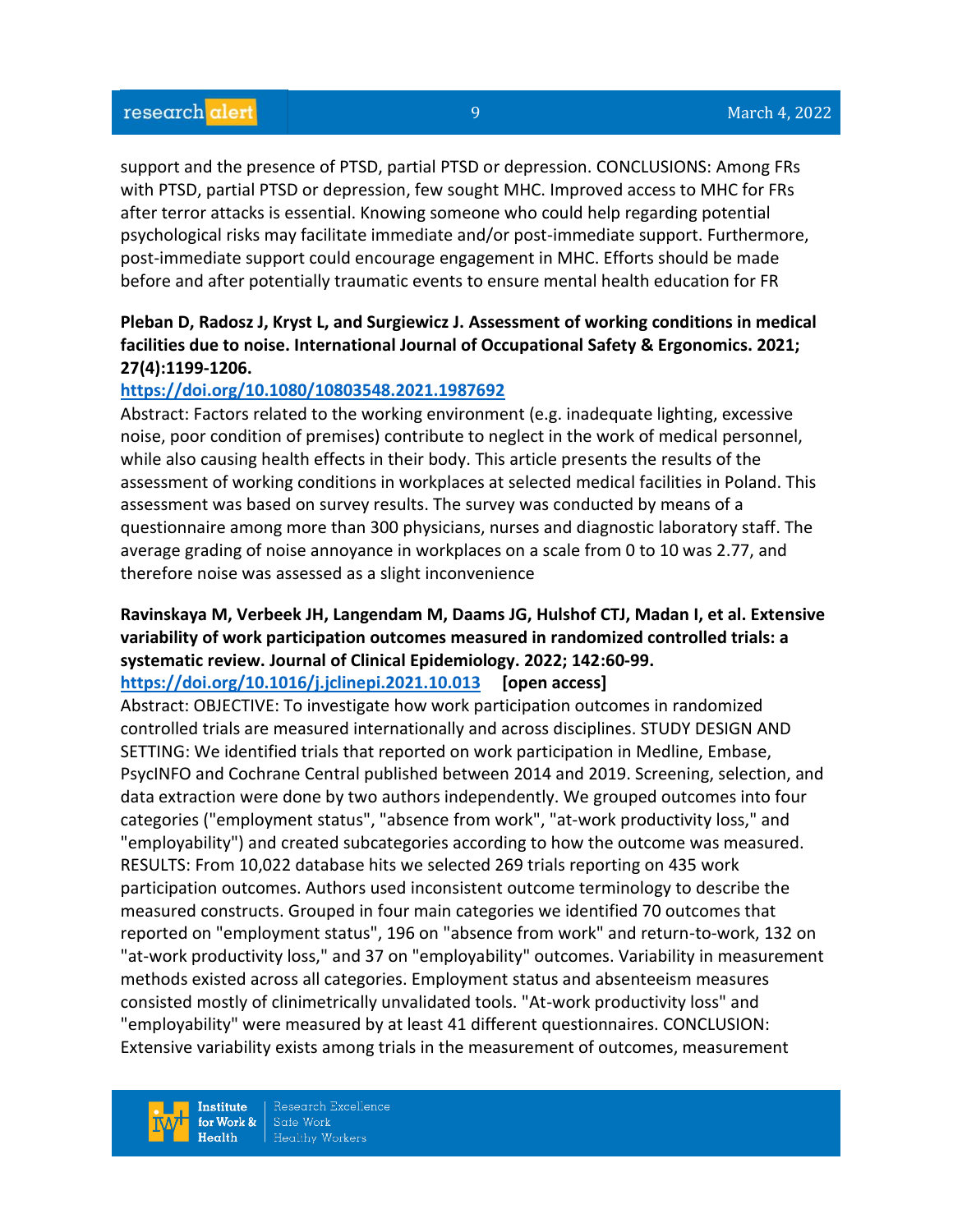support and the presence of PTSD, partial PTSD or depression. CONCLUSIONS: Among FRs with PTSD, partial PTSD or depression, few sought MHC. Improved access to MHC for FRs after terror attacks is essential. Knowing someone who could help regarding potential psychological risks may facilitate immediate and/or post-immediate support. Furthermore, post-immediate support could encourage engagement in MHC. Efforts should be made before and after potentially traumatic events to ensure mental health education for FR

**Pleban D, Radosz J, Kryst L, and Surgiewicz J. Assessment of working conditions in medical facilities due to noise. International Journal of Occupational Safety & Ergonomics. 2021; 27(4):1199-1206.**
**https://doi.org/10.1080/10803548.2021.1987692**
Abstract: Factors related to the working environment (e.g. inadequate lighting, excessive noise, poor condition of premises) contribute to neglect in the work of medical personnel, while also causing health effects in their body. This article presents the results of the assessment of working conditions in workplaces at selected medical facilities in Poland. This assessment was based on survey results. The survey was conducted by means of a questionnaire among more than 300 physicians, nurses and diagnostic laboratory staff. The average grading of noise annoyance in workplaces on a scale from 0 to 10 was 2.77, and therefore noise was assessed as a slight inconvenience

**Ravinskaya M, Verbeek JH, Langendam M, Daams JG, Hulshof CTJ, Madan I, et al. Extensive variability of work participation outcomes measured in randomized controlled trials: a systematic review. Journal of Clinical Epidemiology. 2022; 142:60-99.**
**https://doi.org/10.1016/j.jclinepi.2021.10.013** **[open access]**
Abstract: OBJECTIVE: To investigate how work participation outcomes in randomized controlled trials are measured internationally and across disciplines. STUDY DESIGN AND SETTING: We identified trials that reported on work participation in Medline, Embase, PsycINFO and Cochrane Central published between 2014 and 2019. Screening, selection, and data extraction were done by two authors independently. We grouped outcomes into four categories ("employment status", "absence from work", "at-work productivity loss," and "employability") and created subcategories according to how the outcome was measured. RESULTS: From 10,022 database hits we selected 269 trials reporting on 435 work participation outcomes. Authors used inconsistent outcome terminology to describe the measured constructs. Grouped in four main categories we identified 70 outcomes that reported on "employment status", 196 on "absence from work" and return-to-work, 132 on "at-work productivity loss," and 37 on "employability" outcomes. Variability in measurement methods existed across all categories. Employment status and absenteeism measures consisted mostly of clinimetrically unvalidated tools. "At-work productivity loss" and "employability" were measured by at least 41 different questionnaires. CONCLUSION: Extensive variability exists among trials in the measurement of outcomes, measurement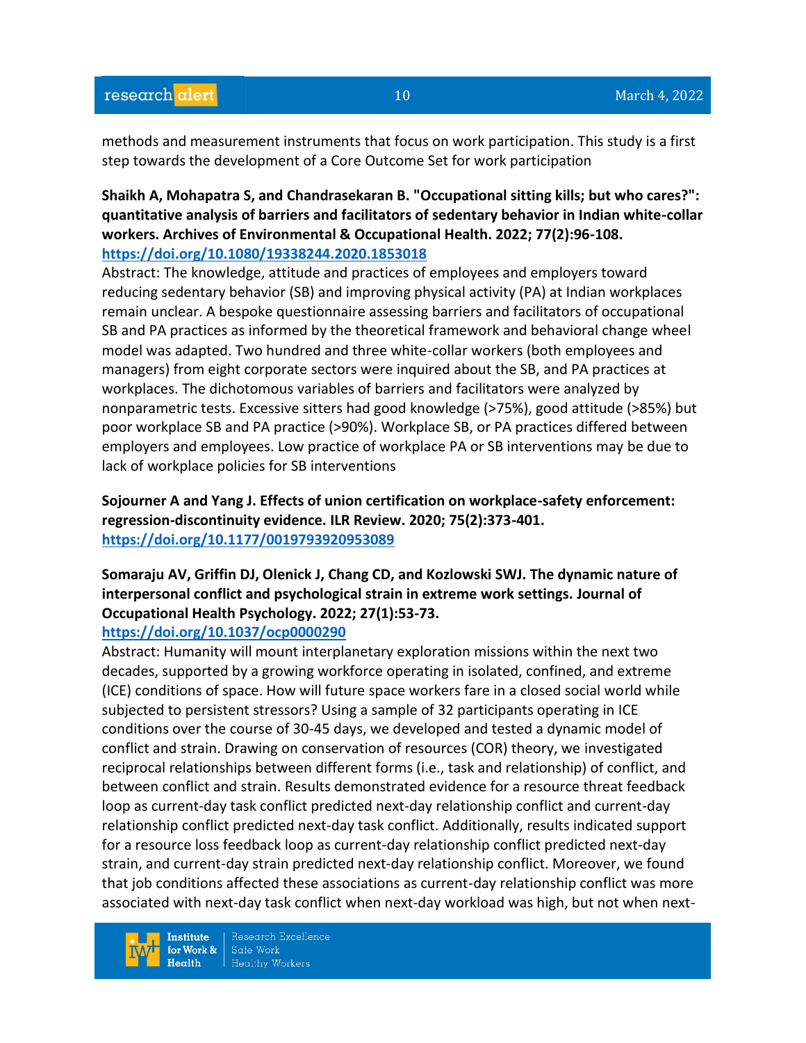methods and measurement instruments that focus on work participation. This study is a first step towards the development of a Core Outcome Set for work participation

**Shaikh A, Mohapatra S, and Chandrasekaran B. "Occupational sitting kills; but who cares?": quantitative analysis of barriers and facilitators of sedentary behavior in Indian white-collar workers. Archives of Environmental & Occupational Health. 2022; 77(2):96-108.**
**https://doi.org/10.1080/19338244.2020.1853018**

Abstract: The knowledge, attitude and practices of employees and employers toward reducing sedentary behavior (SB) and improving physical activity (PA) at Indian workplaces remain unclear. A bespoke questionnaire assessing barriers and facilitators of occupational SB and PA practices as informed by the theoretical framework and behavioral change wheel model was adapted. Two hundred and three white-collar workers (both employees and managers) from eight corporate sectors were inquired about the SB, and PA practices at workplaces. The dichotomous variables of barriers and facilitators were analyzed by nonparametric tests. Excessive sitters had good knowledge (>75%), good attitude (>85%) but poor workplace SB and PA practice (>90%). Workplace SB, or PA practices differed between employers and employees. Low practice of workplace PA or SB interventions may be due to lack of workplace policies for SB interventions

**Sojourner A and Yang J. Effects of union certification on workplace-safety enforcement: regression-discontinuity evidence. ILR Review. 2020; 75(2):373-401.**
**https://doi.org/10.1177/0019793920953089**

**Somaraju AV, Griffin DJ, Olenick J, Chang CD, and Kozlowski SWJ. The dynamic nature of interpersonal conflict and psychological strain in extreme work settings. Journal of Occupational Health Psychology. 2022; 27(1):53-73.**
**https://doi.org/10.1037/ocp0000290**

Abstract: Humanity will mount interplanetary exploration missions within the next two decades, supported by a growing workforce operating in isolated, confined, and extreme (ICE) conditions of space. How will future space workers fare in a closed social world while subjected to persistent stressors? Using a sample of 32 participants operating in ICE conditions over the course of 30-45 days, we developed and tested a dynamic model of conflict and strain. Drawing on conservation of resources (COR) theory, we investigated reciprocal relationships between different forms (i.e., task and relationship) of conflict, and between conflict and strain. Results demonstrated evidence for a resource threat feedback loop as current-day task conflict predicted next-day relationship conflict and current-day relationship conflict predicted next-day task conflict. Additionally, results indicated support for a resource loss feedback loop as current-day relationship conflict predicted next-day strain, and current-day strain predicted next-day relationship conflict. Moreover, we found that job conditions affected these associations as current-day relationship conflict was more associated with next-day task conflict when next-day workload was high, but not when next-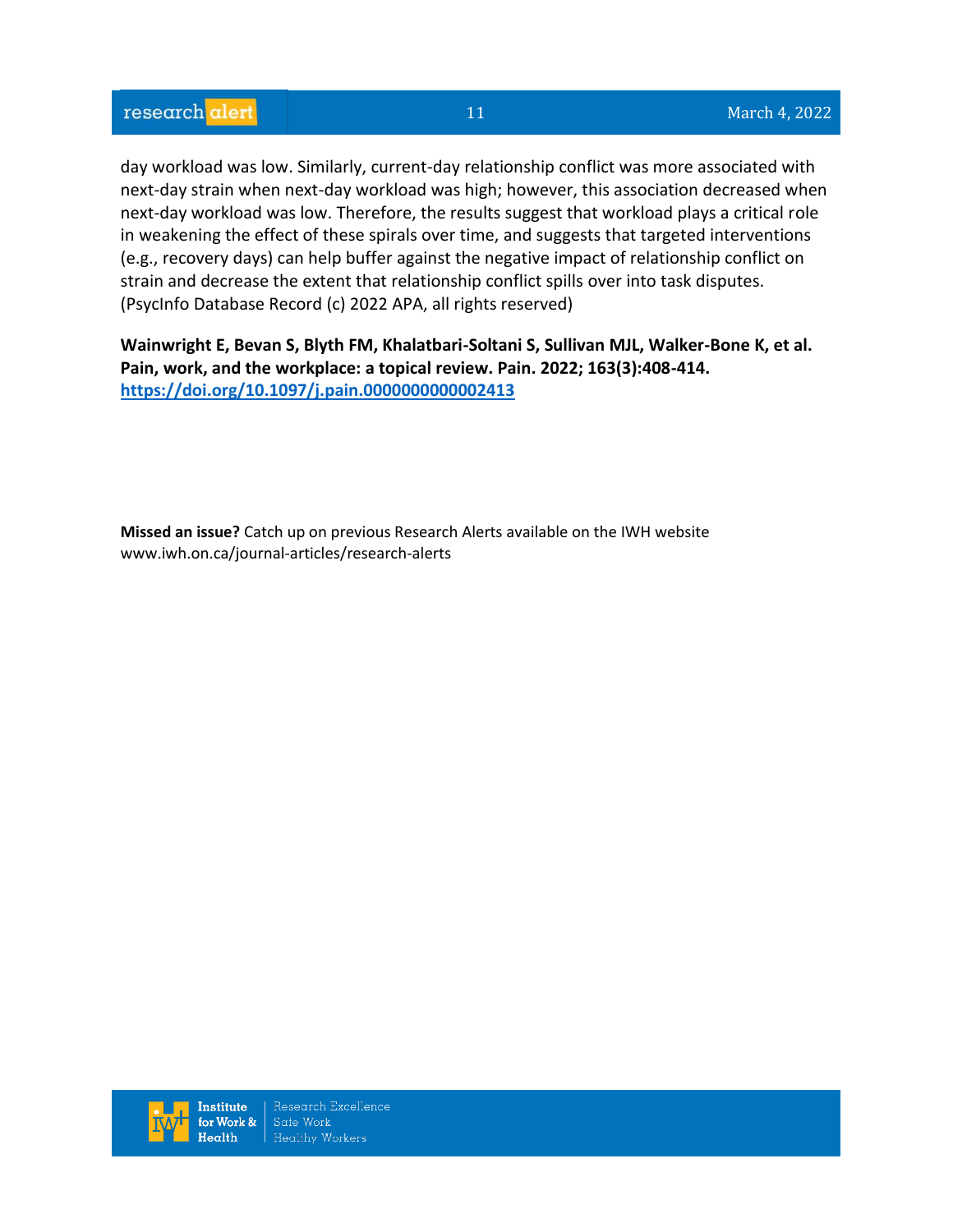day workload was low. Similarly, current-day relationship conflict was more associated with next-day strain when next-day workload was high; however, this association decreased when next-day workload was low. Therefore, the results suggest that workload plays a critical role in weakening the effect of these spirals over time, and suggests that targeted interventions (e.g., recovery days) can help buffer against the negative impact of relationship conflict on strain and decrease the extent that relationship conflict spills over into task disputes. (PsycInfo Database Record (c) 2022 APA, all rights reserved)

**Wainwright E, Bevan S, Blyth FM, Khalatbari-Soltani S, Sullivan MJL, Walker-Bone K, et al. Pain, work, and the workplace: a topical review. Pain. 2022; 163(3):408-414.**
**[https://doi.org/10.1097/j.pain.0000000000002413](https://doi.org/10.1097/j.pain.0000000000002413)**

**Missed an issue?** Catch up on previous Research Alerts available on the IWH website www.iwh.on.ca/journal-articles/research-alerts